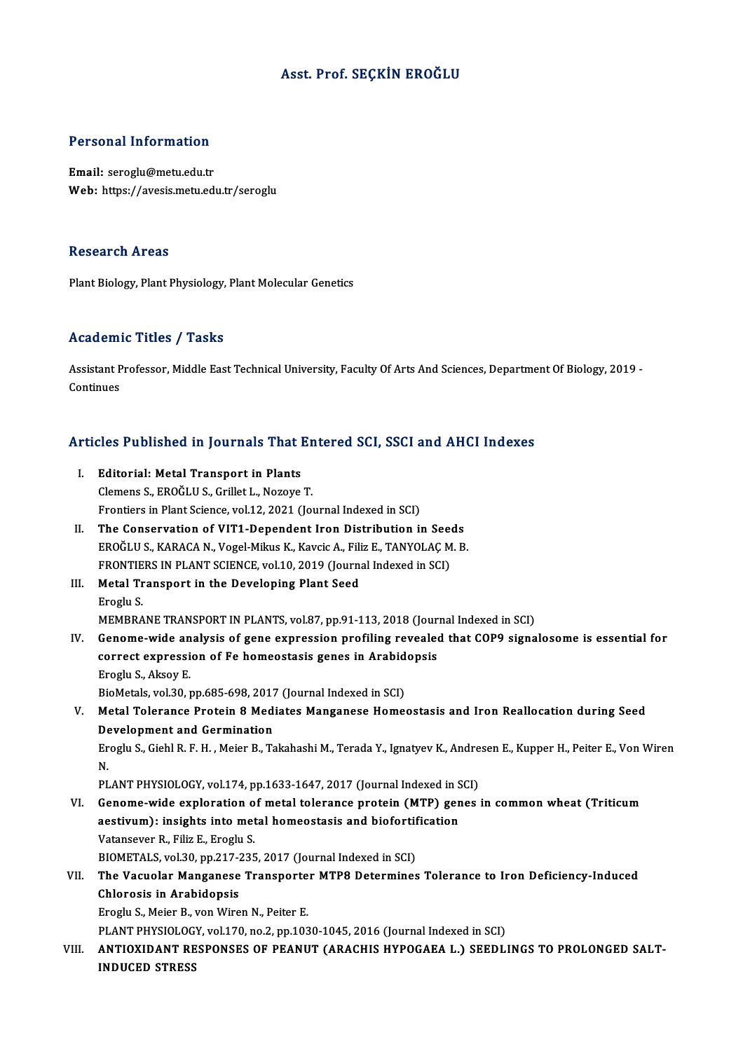# Asst. Prof. SEÇKİN EROĞLU

## Personal Information

**Email:** seroglu@metu.edu.tr
**Web:** https://avesis.metu.edu.tr/seroglu

## Research Areas

Plant Biology, Plant Physiology, Plant Molecular Genetics

## Academic Titles / Tasks

Assistant Professor, Middle East Technical University, Faculty Of Arts And Sciences, Department Of Biology, 2019 - Continues

## Articles Published in Journals That Entered SCI, SSCI and AHCI Indexes

I. **Editorial: Metal Transport in Plants**
Clemens S., EROĞLU S., Grillet L., Nozoye T.
Frontiers in Plant Science, vol.12, 2021 (Journal Indexed in SCI)

II. **The Conservation of VIT1-Dependent Iron Distribution in Seeds**
EROĞLU S., KARACA N., Vogel-Mikus K., Kavcic A., Filiz E., TANYOLAÇ M. B.
FRONTIERS IN PLANT SCIENCE, vol.10, 2019 (Journal Indexed in SCI)

III. **Metal Transport in the Developing Plant Seed**
Eroglu S.
MEMBRANE TRANSPORT IN PLANTS, vol.87, pp.91-113, 2018 (Journal Indexed in SCI)

IV. **Genome-wide analysis of gene expression profiling revealed that COP9 signalosome is essential for correct expression of Fe homeostasis genes in Arabidopsis**
Eroglu S., Aksoy E.
BioMetals, vol.30, pp.685-698, 2017 (Journal Indexed in SCI)

V. **Metal Tolerance Protein 8 Mediates Manganese Homeostasis and Iron Reallocation during Seed Development and Germination**
Eroglu S., Giehl R. F. H. , Meier B., Takahashi M., Terada Y., Ignatyev K., Andresen E., Kupper H., Peiter E., Von Wiren N.
PLANT PHYSIOLOGY, vol.174, pp.1633-1647, 2017 (Journal Indexed in SCI)

VI. **Genome-wide exploration of metal tolerance protein (MTP) genes in common wheat (Triticum aestivum): insights into metal homeostasis and biofortification**
Vatansever R., Filiz E., Eroglu S.
BIOMETALS, vol.30, pp.217-235, 2017 (Journal Indexed in SCI)

VII. **The Vacuolar Manganese Transporter MTP8 Determines Tolerance to Iron Deficiency-Induced Chlorosis in Arabidopsis**
Eroglu S., Meier B., von Wiren N., Peiter E.
PLANT PHYSIOLOGY, vol.170, no.2, pp.1030-1045, 2016 (Journal Indexed in SCI)

VIII. **ANTIOXIDANT RESPONSES OF PEANUT (ARACHIS HYPOGAEA L.) SEEDLINGS TO PROLONGED SALT-INDUCED STRESS**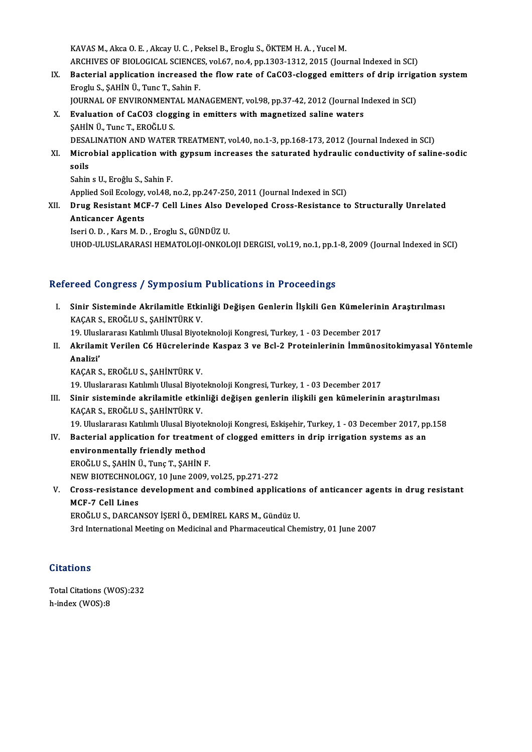KAVAS M., Akca O. E. , Akcay U. C. , Peksel B., Eroglu S., ÖKTEM H. A. , Yucel M.
ARCHIVES OF BIOLOGICAL SCIENCES, vol.67, no.4, pp.1303-1312, 2015 (Journal Indexed in SCI)

IX. **Bacterial application increased the flow rate of $CaCO_3$-clogged emitters of drip irrigation system**
Eroglu S., ŞAHİN Ü., Tunc T., Sahin F.
JOURNAL OF ENVIRONMENTAL MANAGEMENT, vol.98, pp.37-42, 2012 (Journal Indexed in SCI)

X. **Evaluation of $CaCO_3$ clogging in emitters with magnetized saline waters**
ŞAHİN Ü., Tunc T., EROĞLU S.
DESALINATION AND WATER TREATMENT, vol.40, no.1-3, pp.168-173, 2012 (Journal Indexed in SCI)

XI. **Microbial application with gypsum increases the saturated hydraulic conductivity of saline-sodic soils**
Sahin s U., Eroğlu S., Sahin F.
Applied Soil Ecology, vol.48, no.2, pp.247-250, 2011 (Journal Indexed in SCI)

XII. **Drug Resistant MCF-7 Cell Lines Also Developed Cross-Resistance to Structurally Unrelated Anticancer Agents**
Iseri O. D. , Kars M. D. , Eroglu S., GÜNDÜZ U.
UHOD-ULUSLARARASI HEMATOLOJI-ONKOLOJI DERGISI, vol.19, no.1, pp.1-8, 2009 (Journal Indexed in SCI)

## Refereed Congress / Symposium Publications in Proceedings

I. **Sinir Sisteminde Akrilamitle Etkinliği Değişen Genlerin İlşkili Gen Kümelerinin Araştırılması**
KAÇAR S., EROĞLU S., ŞAHİNTÜRK V.
19. Uluslararası Katılımlı Ulusal Biyoteknoloji Kongresi, Turkey, 1 - 03 December 2017

II. **Akrilamit Verilen C6 Hücrelerinde Kaspaz 3 ve Bcl-2 Proteinlerinin İmmünositokimyasal Yöntemle Analizi'**
KAÇAR S., EROĞLU S., ŞAHİNTÜRK V.
19. Uluslararası Katılımlı Ulusal Biyoteknoloji Kongresi, Turkey, 1 - 03 December 2017

III. **Sinir sisteminde akrilamitle etkinliği değişen genlerin ilişkili gen kümelerinin araştırılması**
KAÇAR S., EROĞLU S., ŞAHİNTÜRK V.
19. Uluslararası Katılımlı Ulusal Biyoteknoloji Kongresi, Eskişehir, Turkey, 1 - 03 December 2017, pp.158

IV. **Bacterial application for treatment of clogged emitters in drip irrigation systems as an environmentally friendly method**
EROĞLU S., ŞAHİN Ü., Tunç T., ŞAHİN F.
NEW BIOTECHNOLOGY, 10 June 2009, vol.25, pp.271-272

V. **Cross-resistance development and combined applications of anticancer agents in drug resistant MCF-7 Cell Lines**
EROĞLU S., DARCANSOY İŞERİ Ö., DEMİREL KARS M., Gündüz U.
3rd International Meeting on Medicinal and Pharmaceutical Chemistry, 01 June 2007

## Citations

Total Citations (WOS):232
h-index (WOS):8